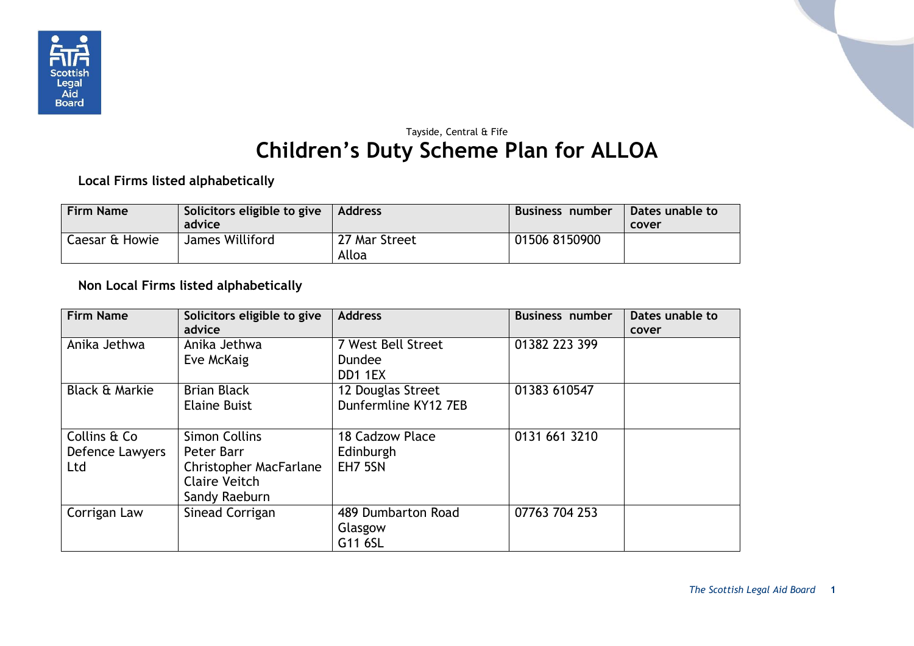Tayside, Central & Fife

# Children's Duty Scheme Plan for ALLOA

**Local Firms listed alphabetically**

| Firm Name | Solicitors eligible to give advice | Address | Business number | Dates unable to cover |
|---|---|---|---|---|
| Caesar & Howie | James Williford | 27 Mar Street<br>Alloa | 01506 8150900 | |

**Non Local Firms listed alphabetically**

| Firm Name | Solicitors eligible to give advice | Address | Business number | Dates unable to cover |
|---|---|---|---|---|
| Anika Jethwa | Anika Jethwa<br>Eve McKaig | 7 West Bell Street<br>Dundee<br>DD1 1EX | 01382 223 399 | |
| Black & Markie | Brian Black<br>Elaine Buist | 12 Douglas Street<br>Dunfermline KY12 7EB | 01383 610547 | |
| Collins & Co Defence Lawyers Ltd | Simon Collins<br>Peter Barr<br>Christopher MacFarlane<br>Claire Veitch<br>Sandy Raeburn | 18 Cadzow Place<br>Edinburgh<br>EH7 5SN | 0131 661 3210 | |
| Corrigan Law | Sinead Corrigan | 489 Dumbarton Road<br>Glasgow<br>G11 6SL | 07763 704 253 | |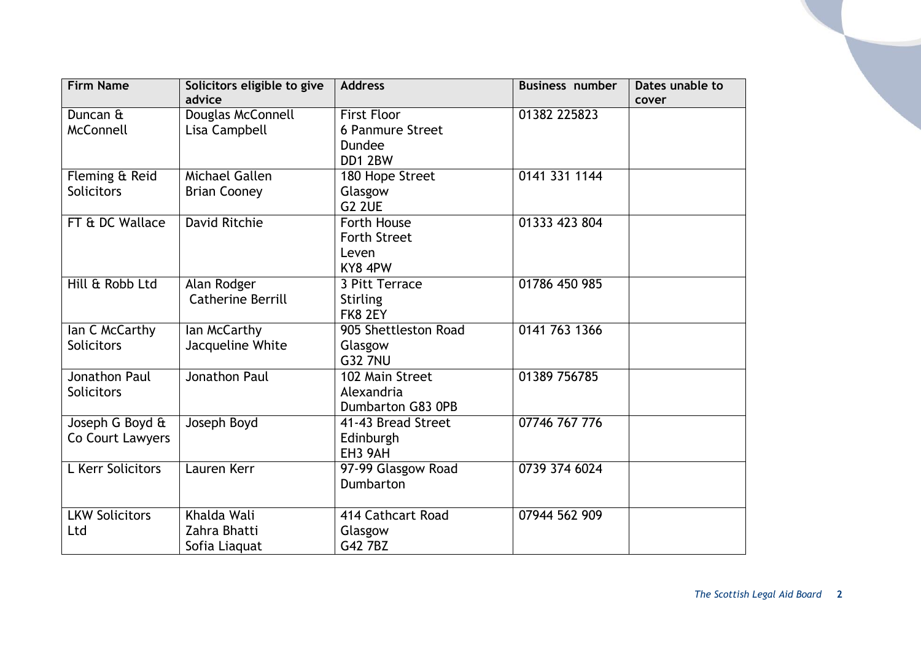| Firm Name | Solicitors eligible to give advice | Address | Business number | Dates unable to cover |
|---|---|---|---|---|
| Duncan & McConnell | Douglas McConnell<br>Lisa Campbell | First Floor<br>6 Panmure Street<br>Dundee<br>DD1 2BW | 01382 225823 | |
| Fleming & Reid Solicitors | Michael Gallen<br>Brian Cooney | 180 Hope Street<br>Glasgow<br>G2 2UE | 0141 331 1144 | |
| FT & DC Wallace | David Ritchie | Forth House<br>Forth Street<br>Leven<br>KY8 4PW | 01333 423 804 | |
| Hill & Robb Ltd | Alan Rodger<br>Catherine Berrill | 3 Pitt Terrace<br>Stirling<br>FK8 2EY | 01786 450 985 | |
| Ian C McCarthy Solicitors | Ian McCarthy<br>Jacqueline White | 905 Shettleston Road<br>Glasgow<br>G32 7NU | 0141 763 1366 | |
| Jonathon Paul Solicitors | Jonathon Paul | 102 Main Street<br>Alexandria<br>Dumbarton G83 0PB | 01389 756785 | |
| Joseph G Boyd & Co Court Lawyers | Joseph Boyd | 41-43 Bread Street<br>Edinburgh<br>EH3 9AH | 07746 767 776 | |
| L Kerr Solicitors | Lauren Kerr | 97-99 Glasgow Road<br>Dumbarton | 0739 374 6024 | |
| LKW Solicitors Ltd | Khalda Wali<br>Zahra Bhatti<br>Sofia Liaquat | 414 Cathcart Road<br>Glasgow<br>G42 7BZ | 07944 562 909 | |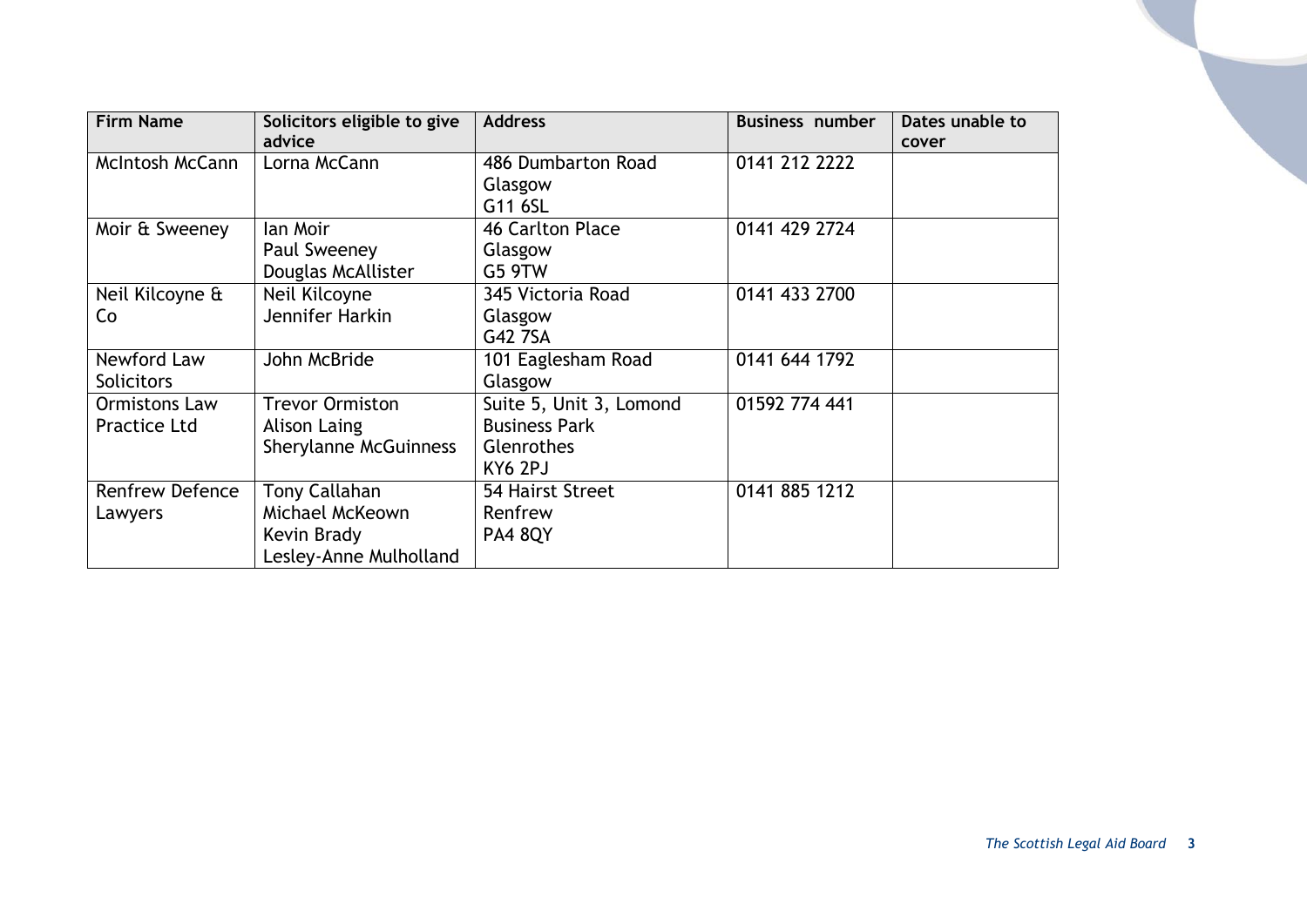| Firm Name | Solicitors eligible to give advice | Address | Business number | Dates unable to cover |
|---|---|---|---|---|
| McIntosh McCann | Lorna McCann | 486 Dumbarton Road<br>Glasgow<br>G11 6SL | 0141 212 2222 | |
| Moir & Sweeney | Ian Moir<br>Paul Sweeney<br>Douglas McAllister | 46 Carlton Place<br>Glasgow<br>G5 9TW | 0141 429 2724 | |
| Neil Kilcoyne & Co | Neil Kilcoyne<br>Jennifer Harkin | 345 Victoria Road<br>Glasgow<br>G42 7SA | 0141 433 2700 | |
| Newford Law Solicitors | John McBride | 101 Eaglesham Road<br>Glasgow | 0141 644 1792 | |
| Ormistons Law Practice Ltd | Trevor Ormiston<br>Alison Laing<br>Sherylanne McGuinness | Suite 5, Unit 3, Lomond Business Park<br>Glenrothes<br>KY6 2PJ | 01592 774 441 | |
| Renfrew Defence Lawyers | Tony Callahan<br>Michael McKeown<br>Kevin Brady<br>Lesley-Anne Mulholland | 54 Hairst Street<br>Renfrew<br>PA4 8QY | 0141 885 1212 | |